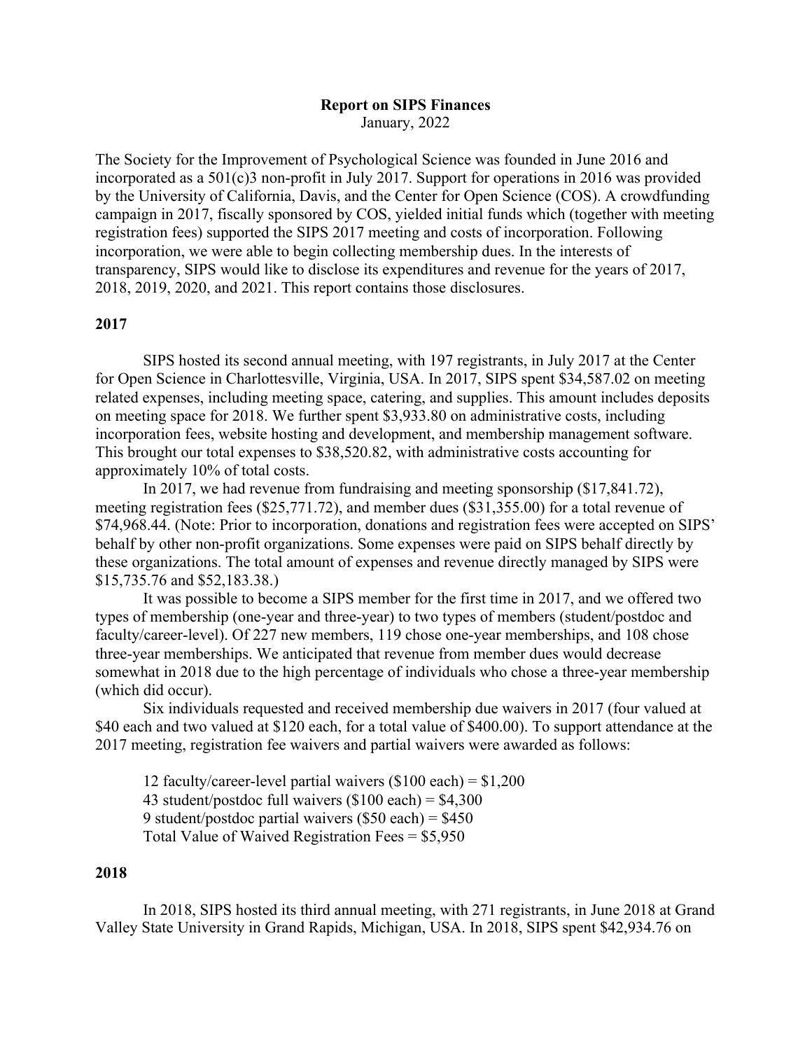**Report on SIPS Finances**

January, 2022

The Society for the Improvement of Psychological Science was founded in June 2016 and incorporated as a 501(c)3 non-profit in July 2017. Support for operations in 2016 was provided by the University of California, Davis, and the Center for Open Science (COS). A crowdfunding campaign in 2017, fiscally sponsored by COS, yielded initial funds which (together with meeting registration fees) supported the SIPS 2017 meeting and costs of incorporation. Following incorporation, we were able to begin collecting membership dues. In the interests of transparency, SIPS would like to disclose its expenditures and revenue for the years of 2017, 2018, 2019, 2020, and 2021. This report contains those disclosures.

## 2017

SIPS hosted its second annual meeting, with 197 registrants, in July 2017 at the Center for Open Science in Charlottesville, Virginia, USA. In 2017, SIPS spent $34,587.02 on meeting related expenses, including meeting space, catering, and supplies. This amount includes deposits on meeting space for 2018. We further spent $3,933.80 on administrative costs, including incorporation fees, website hosting and development, and membership management software. This brought our total expenses to $38,520.82, with administrative costs accounting for approximately 10% of total costs.

In 2017, we had revenue from fundraising and meeting sponsorship ($17,841.72), meeting registration fees ($25,771.72), and member dues ($31,355.00) for a total revenue of $74,968.44. (Note: Prior to incorporation, donations and registration fees were accepted on SIPS' behalf by other non-profit organizations. Some expenses were paid on SIPS behalf directly by these organizations. The total amount of expenses and revenue directly managed by SIPS were $15,735.76 and $52,183.38.)

It was possible to become a SIPS member for the first time in 2017, and we offered two types of membership (one-year and three-year) to two types of members (student/postdoc and faculty/career-level). Of 227 new members, 119 chose one-year memberships, and 108 chose three-year memberships. We anticipated that revenue from member dues would decrease somewhat in 2018 due to the high percentage of individuals who chose a three-year membership (which did occur).

Six individuals requested and received membership due waivers in 2017 (four valued at $40 each and two valued at $120 each, for a total value of $400.00). To support attendance at the 2017 meeting, registration fee waivers and partial waivers were awarded as follows:

12 faculty/career-level partial waivers ($100 each) = $1,200
43 student/postdoc full waivers ($100 each) = $4,300
9 student/postdoc partial waivers ($50 each) = $450
Total Value of Waived Registration Fees = $5,950

## 2018

In 2018, SIPS hosted its third annual meeting, with 271 registrants, in June 2018 at Grand Valley State University in Grand Rapids, Michigan, USA. In 2018, SIPS spent $42,934.76 on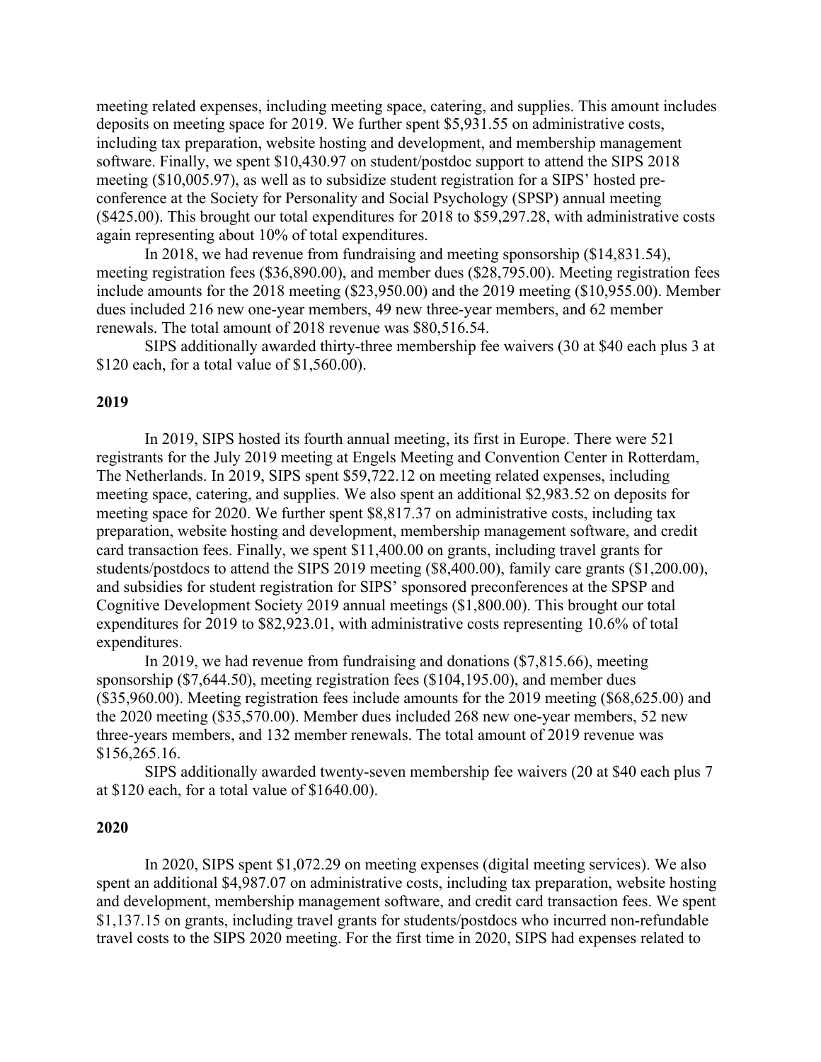meeting related expenses, including meeting space, catering, and supplies. This amount includes deposits on meeting space for 2019. We further spent $5,931.55 on administrative costs, including tax preparation, website hosting and development, and membership management software. Finally, we spent $10,430.97 on student/postdoc support to attend the SIPS 2018 meeting ($10,005.97), as well as to subsidize student registration for a SIPS' hosted pre-conference at the Society for Personality and Social Psychology (SPSP) annual meeting ($425.00). This brought our total expenditures for 2018 to $59,297.28, with administrative costs again representing about 10% of total expenditures.

In 2018, we had revenue from fundraising and meeting sponsorship ($14,831.54), meeting registration fees ($36,890.00), and member dues ($28,795.00). Meeting registration fees include amounts for the 2018 meeting ($23,950.00) and the 2019 meeting ($10,955.00). Member dues included 216 new one-year members, 49 new three-year members, and 62 member renewals. The total amount of 2018 revenue was $80,516.54.

SIPS additionally awarded thirty-three membership fee waivers (30 at $40 each plus 3 at $120 each, for a total value of $1,560.00).

**2019**

In 2019, SIPS hosted its fourth annual meeting, its first in Europe. There were 521 registrants for the July 2019 meeting at Engels Meeting and Convention Center in Rotterdam, The Netherlands. In 2019, SIPS spent $59,722.12 on meeting related expenses, including meeting space, catering, and supplies. We also spent an additional $2,983.52 on deposits for meeting space for 2020. We further spent $8,817.37 on administrative costs, including tax preparation, website hosting and development, membership management software, and credit card transaction fees. Finally, we spent $11,400.00 on grants, including travel grants for students/postdocs to attend the SIPS 2019 meeting ($8,400.00), family care grants ($1,200.00), and subsidies for student registration for SIPS' sponsored preconferences at the SPSP and Cognitive Development Society 2019 annual meetings ($1,800.00). This brought our total expenditures for 2019 to $82,923.01, with administrative costs representing 10.6% of total expenditures.

In 2019, we had revenue from fundraising and donations ($7,815.66), meeting sponsorship ($7,644.50), meeting registration fees ($104,195.00), and member dues ($35,960.00). Meeting registration fees include amounts for the 2019 meeting ($68,625.00) and the 2020 meeting ($35,570.00). Member dues included 268 new one-year members, 52 new three-years members, and 132 member renewals. The total amount of 2019 revenue was $156,265.16.

SIPS additionally awarded twenty-seven membership fee waivers (20 at $40 each plus 7 at $120 each, for a total value of $1640.00).

**2020**

In 2020, SIPS spent $1,072.29 on meeting expenses (digital meeting services). We also spent an additional $4,987.07 on administrative costs, including tax preparation, website hosting and development, membership management software, and credit card transaction fees. We spent $1,137.15 on grants, including travel grants for students/postdocs who incurred non-refundable travel costs to the SIPS 2020 meeting. For the first time in 2020, SIPS had expenses related to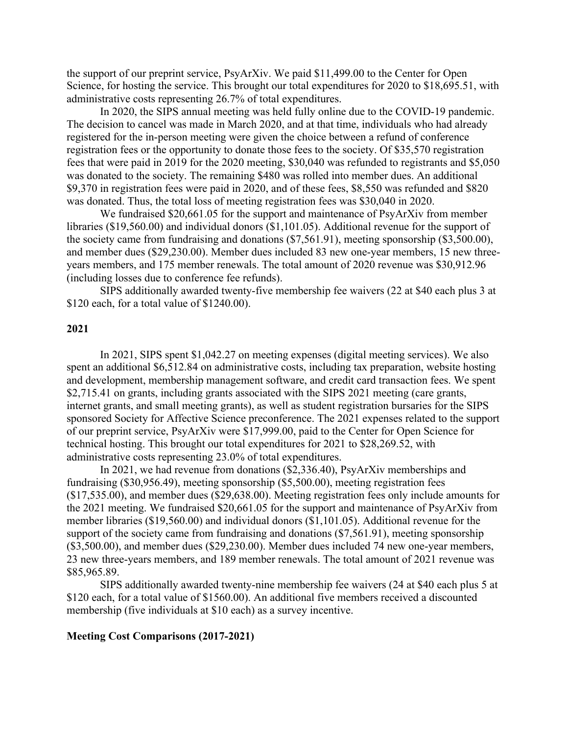the support of our preprint service, PsyArXiv. We paid $11,499.00 to the Center for Open Science, for hosting the service. This brought our total expenditures for 2020 to $18,695.51, with administrative costs representing 26.7% of total expenditures.

In 2020, the SIPS annual meeting was held fully online due to the COVID-19 pandemic. The decision to cancel was made in March 2020, and at that time, individuals who had already registered for the in-person meeting were given the choice between a refund of conference registration fees or the opportunity to donate those fees to the society. Of $35,570 registration fees that were paid in 2019 for the 2020 meeting, $30,040 was refunded to registrants and $5,050 was donated to the society. The remaining $480 was rolled into member dues. An additional $9,370 in registration fees were paid in 2020, and of these fees, $8,550 was refunded and $820 was donated. Thus, the total loss of meeting registration fees was $30,040 in 2020.

We fundraised $20,661.05 for the support and maintenance of PsyArXiv from member libraries ($19,560.00) and individual donors ($1,101.05). Additional revenue for the support of the society came from fundraising and donations ($7,561.91), meeting sponsorship ($3,500.00), and member dues ($29,230.00). Member dues included 83 new one-year members, 15 new three-years members, and 175 member renewals. The total amount of 2020 revenue was $30,912.96 (including losses due to conference fee refunds).

SIPS additionally awarded twenty-five membership fee waivers (22 at $40 each plus 3 at $120 each, for a total value of $1240.00).

## 2021

In 2021, SIPS spent $1,042.27 on meeting expenses (digital meeting services). We also spent an additional $6,512.84 on administrative costs, including tax preparation, website hosting and development, membership management software, and credit card transaction fees. We spent $2,715.41 on grants, including grants associated with the SIPS 2021 meeting (care grants, internet grants, and small meeting grants), as well as student registration bursaries for the SIPS sponsored Society for Affective Science preconference. The 2021 expenses related to the support of our preprint service, PsyArXiv were $17,999.00, paid to the Center for Open Science for technical hosting. This brought our total expenditures for 2021 to $28,269.52, with administrative costs representing 23.0% of total expenditures.

In 2021, we had revenue from donations ($2,336.40), PsyArXiv memberships and fundraising ($30,956.49), meeting sponsorship ($5,500.00), meeting registration fees ($17,535.00), and member dues ($29,638.00). Meeting registration fees only include amounts for the 2021 meeting. We fundraised $20,661.05 for the support and maintenance of PsyArXiv from member libraries ($19,560.00) and individual donors ($1,101.05). Additional revenue for the support of the society came from fundraising and donations ($7,561.91), meeting sponsorship ($3,500.00), and member dues ($29,230.00). Member dues included 74 new one-year members, 23 new three-years members, and 189 member renewals. The total amount of 2021 revenue was $85,965.89.

SIPS additionally awarded twenty-nine membership fee waivers (24 at $40 each plus 5 at $120 each, for a total value of $1560.00). An additional five members received a discounted membership (five individuals at $10 each) as a survey incentive.

## Meeting Cost Comparisons (2017-2021)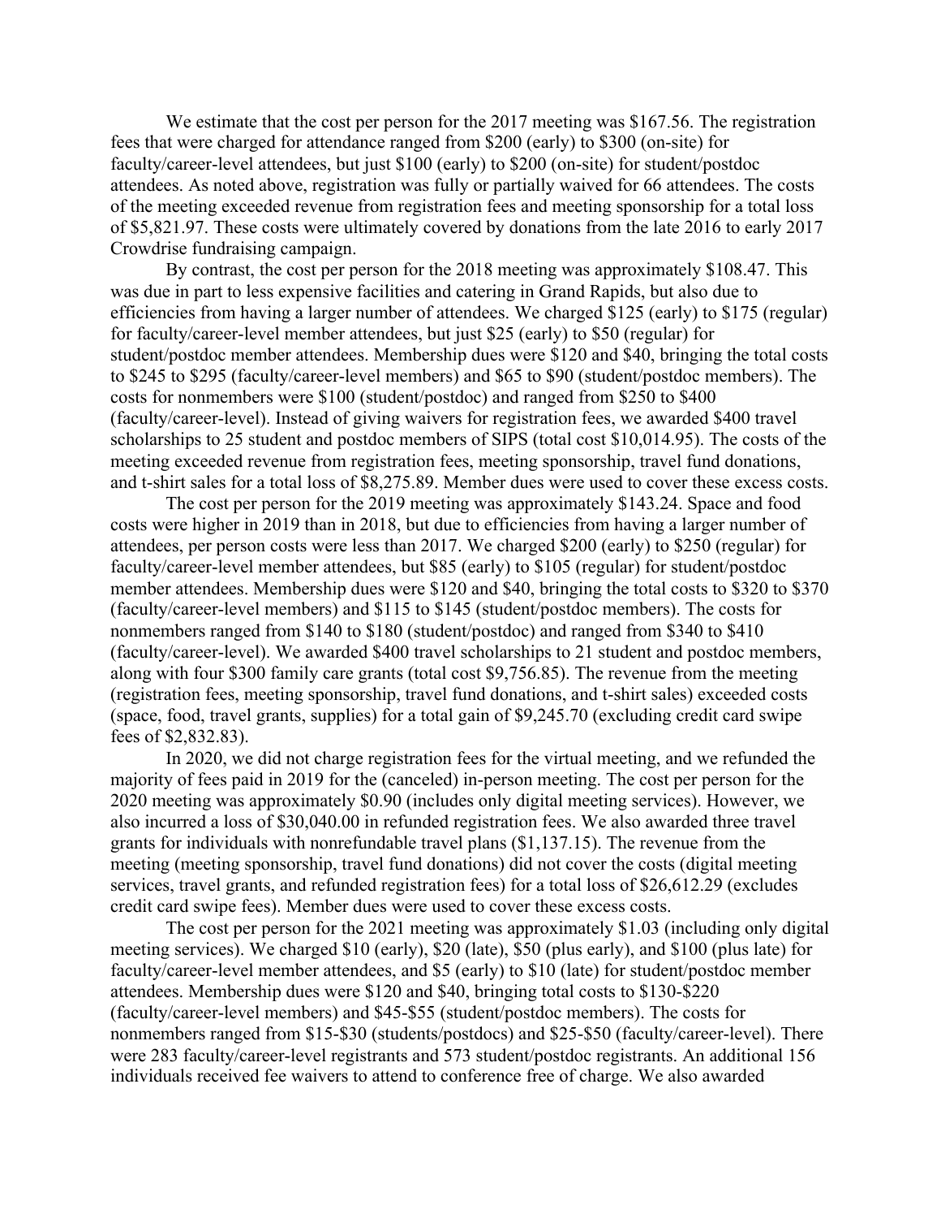We estimate that the cost per person for the 2017 meeting was $167.56. The registration fees that were charged for attendance ranged from $200 (early) to $300 (on-site) for faculty/career-level attendees, but just $100 (early) to $200 (on-site) for student/postdoc attendees. As noted above, registration was fully or partially waived for 66 attendees. The costs of the meeting exceeded revenue from registration fees and meeting sponsorship for a total loss of $5,821.97. These costs were ultimately covered by donations from the late 2016 to early 2017 Crowdrise fundraising campaign.

By contrast, the cost per person for the 2018 meeting was approximately $108.47. This was due in part to less expensive facilities and catering in Grand Rapids, but also due to efficiencies from having a larger number of attendees. We charged $125 (early) to $175 (regular) for faculty/career-level member attendees, but just $25 (early) to $50 (regular) for student/postdoc member attendees. Membership dues were $120 and $40, bringing the total costs to $245 to $295 (faculty/career-level members) and $65 to $90 (student/postdoc members). The costs for nonmembers were $100 (student/postdoc) and ranged from $250 to $400 (faculty/career-level). Instead of giving waivers for registration fees, we awarded $400 travel scholarships to 25 student and postdoc members of SIPS (total cost $10,014.95). The costs of the meeting exceeded revenue from registration fees, meeting sponsorship, travel fund donations, and t-shirt sales for a total loss of $8,275.89. Member dues were used to cover these excess costs.

The cost per person for the 2019 meeting was approximately $143.24. Space and food costs were higher in 2019 than in 2018, but due to efficiencies from having a larger number of attendees, per person costs were less than 2017. We charged $200 (early) to $250 (regular) for faculty/career-level member attendees, but $85 (early) to $105 (regular) for student/postdoc member attendees. Membership dues were $120 and $40, bringing the total costs to $320 to $370 (faculty/career-level members) and $115 to $145 (student/postdoc members). The costs for nonmembers ranged from $140 to $180 (student/postdoc) and ranged from $340 to $410 (faculty/career-level). We awarded $400 travel scholarships to 21 student and postdoc members, along with four $300 family care grants (total cost $9,756.85). The revenue from the meeting (registration fees, meeting sponsorship, travel fund donations, and t-shirt sales) exceeded costs (space, food, travel grants, supplies) for a total gain of $9,245.70 (excluding credit card swipe fees of $2,832.83).

In 2020, we did not charge registration fees for the virtual meeting, and we refunded the majority of fees paid in 2019 for the (canceled) in-person meeting. The cost per person for the 2020 meeting was approximately $0.90 (includes only digital meeting services). However, we also incurred a loss of $30,040.00 in refunded registration fees. We also awarded three travel grants for individuals with nonrefundable travel plans ($1,137.15). The revenue from the meeting (meeting sponsorship, travel fund donations) did not cover the costs (digital meeting services, travel grants, and refunded registration fees) for a total loss of $26,612.29 (excludes credit card swipe fees). Member dues were used to cover these excess costs.

The cost per person for the 2021 meeting was approximately $1.03 (including only digital meeting services). We charged $10 (early), $20 (late), $50 (plus early), and $100 (plus late) for faculty/career-level member attendees, and $5 (early) to $10 (late) for student/postdoc member attendees. Membership dues were $120 and $40, bringing total costs to $130-$220 (faculty/career-level members) and $45-$55 (student/postdoc members). The costs for nonmembers ranged from $15-$30 (students/postdocs) and $25-$50 (faculty/career-level). There were 283 faculty/career-level registrants and 573 student/postdoc registrants. An additional 156 individuals received fee waivers to attend to conference free of charge. We also awarded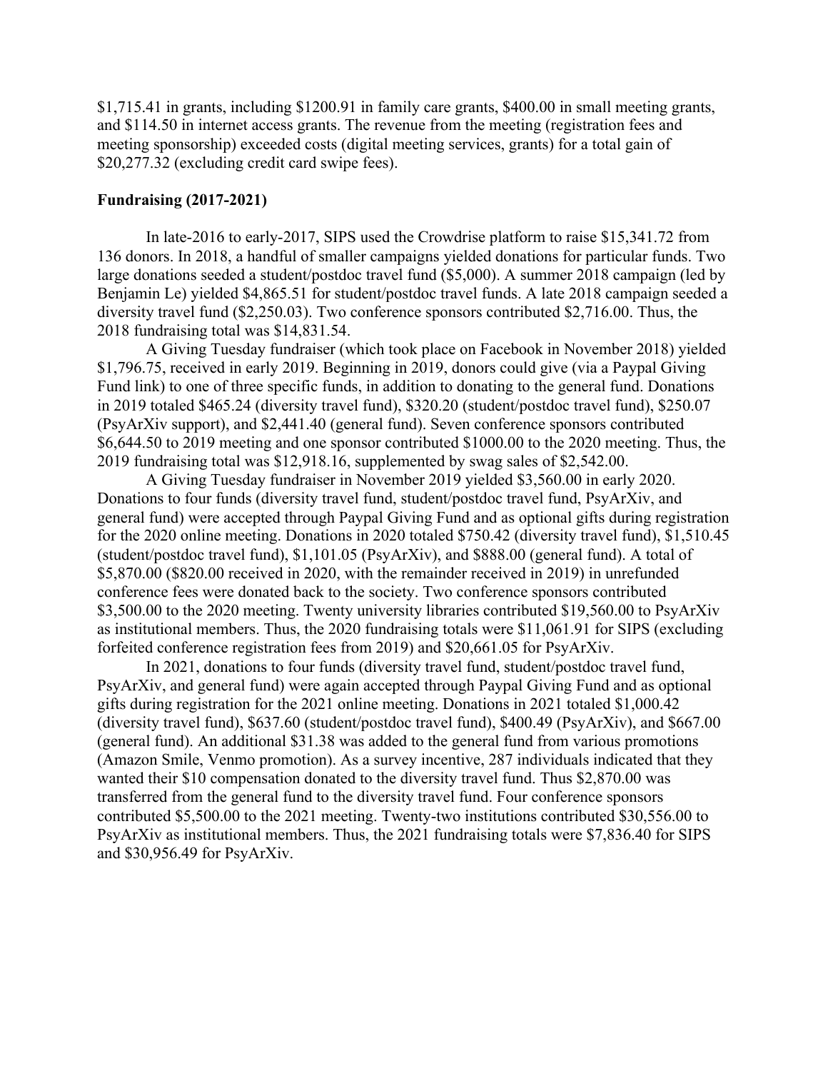$1,715.41 in grants, including $1200.91 in family care grants, $400.00 in small meeting grants, and $114.50 in internet access grants. The revenue from the meeting (registration fees and meeting sponsorship) exceeded costs (digital meeting services, grants) for a total gain of $20,277.32 (excluding credit card swipe fees).

**Fundraising (2017-2021)**

In late-2016 to early-2017, SIPS used the Crowdrise platform to raise $15,341.72 from 136 donors. In 2018, a handful of smaller campaigns yielded donations for particular funds. Two large donations seeded a student/postdoc travel fund ($5,000). A summer 2018 campaign (led by Benjamin Le) yielded $4,865.51 for student/postdoc travel funds. A late 2018 campaign seeded a diversity travel fund ($2,250.03). Two conference sponsors contributed $2,716.00. Thus, the 2018 fundraising total was $14,831.54.

A Giving Tuesday fundraiser (which took place on Facebook in November 2018) yielded $1,796.75, received in early 2019. Beginning in 2019, donors could give (via a Paypal Giving Fund link) to one of three specific funds, in addition to donating to the general fund. Donations in 2019 totaled $465.24 (diversity travel fund), $320.20 (student/postdoc travel fund), $250.07 (PsyArXiv support), and $2,441.40 (general fund). Seven conference sponsors contributed $6,644.50 to 2019 meeting and one sponsor contributed $1000.00 to the 2020 meeting. Thus, the 2019 fundraising total was $12,918.16, supplemented by swag sales of $2,542.00.

A Giving Tuesday fundraiser in November 2019 yielded $3,560.00 in early 2020. Donations to four funds (diversity travel fund, student/postdoc travel fund, PsyArXiv, and general fund) were accepted through Paypal Giving Fund and as optional gifts during registration for the 2020 online meeting. Donations in 2020 totaled $750.42 (diversity travel fund), $1,510.45 (student/postdoc travel fund), $1,101.05 (PsyArXiv), and $888.00 (general fund). A total of $5,870.00 ($820.00 received in 2020, with the remainder received in 2019) in unrefunded conference fees were donated back to the society. Two conference sponsors contributed $3,500.00 to the 2020 meeting. Twenty university libraries contributed $19,560.00 to PsyArXiv as institutional members. Thus, the 2020 fundraising totals were $11,061.91 for SIPS (excluding forfeited conference registration fees from 2019) and $20,661.05 for PsyArXiv.

In 2021, donations to four funds (diversity travel fund, student/postdoc travel fund, PsyArXiv, and general fund) were again accepted through Paypal Giving Fund and as optional gifts during registration for the 2021 online meeting. Donations in 2021 totaled $1,000.42 (diversity travel fund), $637.60 (student/postdoc travel fund), $400.49 (PsyArXiv), and $667.00 (general fund). An additional $31.38 was added to the general fund from various promotions (Amazon Smile, Venmo promotion). As a survey incentive, 287 individuals indicated that they wanted their $10 compensation donated to the diversity travel fund. Thus $2,870.00 was transferred from the general fund to the diversity travel fund. Four conference sponsors contributed $5,500.00 to the 2021 meeting. Twenty-two institutions contributed $30,556.00 to PsyArXiv as institutional members. Thus, the 2021 fundraising totals were $7,836.40 for SIPS and $30,956.49 for PsyArXiv.